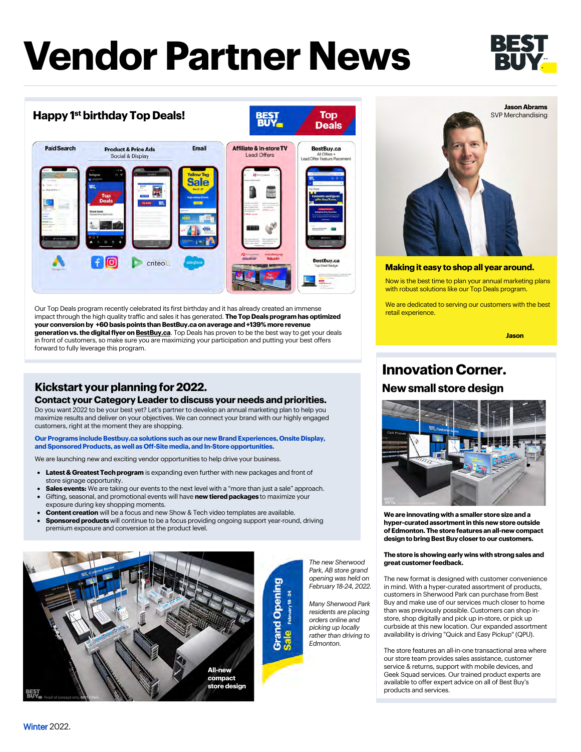# Vendor Partner News

## Happy 1st birthday Top Deals!

Paid Search | Product & Price Ads Social & Display | Email | Affiliate & In-store TV Lead Offers | BestBuy.ca All Offers + Lead Offer Feature Placement

BestBuy.ca Top Deal Badge

Our Top Deals program recently celebrated its first birthday and it has already created an immense impact through the high quality traffic and sales it has generated. **The Top Deals program has optimized your conversion by +60 basis points than BestBuy.ca on average and +139% more revenue generation vs. the digital flyer on BestBuy.ca**. Top Deals has proven to be the best way to get your deals in front of customers, so make sure you are maximizing your participation and putting your best offers forward to fully leverage this program.

Jason Abrams
SVP Merchandising

### Making it easy to shop all year around.

Now is the best time to plan your annual marketing plans with robust solutions like our Top Deals program.

We are dedicated to serving our customers with the best retail experience.

**Jason**

## Kickstart your planning for 2022.

### Contact your Category Leader to discuss your needs and priorities.

Do you want 2022 to be your best yet? Let's partner to develop an annual marketing plan to help you maximize results and deliver on your objectives. We can connect your brand with our highly engaged customers, right at the moment they are shopping.

**Our Programs include Bestbuy.ca solutions such as our new Brand Experiences, Onsite Display, and Sponsored Products, as well as Off-Site media, and In-Store opportunities.**

We are launching new and exciting vendor opportunities to help drive your business.

- **Latest & Greatest Tech program** is expanding even further with new packages and front of store signage opportunity.
- **Sales events:** We are taking our events to the next level with a "more than just a sale" approach.
- Gifting, seasonal, and promotional events will have **new tiered packages** to maximize your exposure during key shopping moments.
- **Content creation** will be a focus and new Show & Tech video templates are available.
- **Sponsored products** will continue to be a focus providing ongoing support year-round, driving premium exposure and conversion at the product level.

All-new compact store design

Grand Opening Sale February 18 - 24

*The new Sherwood Park, AB store grand opening was held on February 18-24, 2022.*

*Many Sherwood Park residents are placing orders online and picking up locally rather than driving to Edmonton.*

## Innovation Corner.

### New small store design

**We are innovating with a smaller store size and a hyper-curated assortment in this new store outside of Edmonton. The store features an all-new compact design to bring Best Buy closer to our customers.**

**The store is showing early wins with strong sales and great customer feedback.**

The new format is designed with customer convenience in mind. With a hyper-curated assortment of products, customers in Sherwood Park can purchase from Best Buy and make use of our services much closer to home than was previously possible. Customers can shop in-store, shop digitally and pick up in-store, or pick up curbside at this new location. Our expanded assortment availability is driving "Quick and Easy Pickup" (QPU).

The store features an all-in-one transactional area where our store team provides sales assistance, customer service & returns, support with mobile devices, and Geek Squad services. Our trained product experts are available to offer expert advice on all of Best Buy's products and services.

Winter 2022.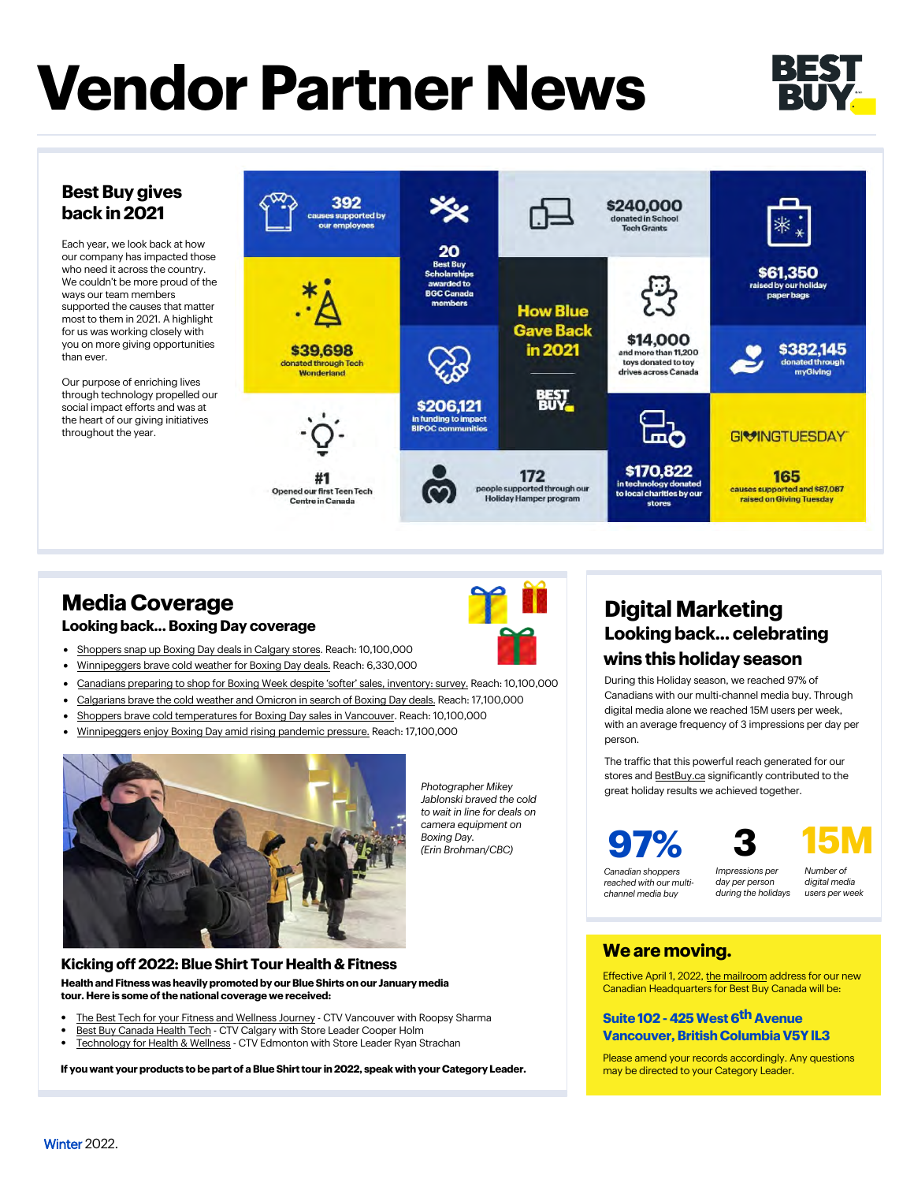# Vendor Partner News

## Best Buy gives back in 2021

Each year, we look back at how our company has impacted those who need it across the country. We couldn't be more proud of the ways our team members supported the causes that matter most to them in 2021. A highlight for us was working closely with you on more giving opportunities than ever.

Our purpose of enriching lives through technology propelled our social impact efforts and was at the heart of our giving initiatives throughout the year.

**How Blue Gave Back in 2021**

- **392** causes supported by our employees
- **20** Best Buy Scholarships awarded to BGC Canada members
- **$240,000** donated in School Tech Grants
- **$61,350** raised by our holiday paper bags
- **$39,698** donated through Tech Wonderland
- **$14,000** and more than 11,200 toys donated to toy drives across Canada
- **$382,145** donated through myGiving
- **$206,121** in funding to impact BIPOC communities
- **#1** Opened our first Teen Tech Centre in Canada
- **172** people supported through our Holiday Hamper program
- **$170,822** in technology donated to local charities by our stores
- GIVINGTUESDAY: **165** causes supported and $87,087 raised on Giving Tuesday

## Media Coverage

### Looking back... Boxing Day coverage

- Shoppers snap up Boxing Day deals in Calgary stores. Reach: 10,100,000
- Winnipeggers brave cold weather for Boxing Day deals. Reach: 6,330,000
- Canadians preparing to shop for Boxing Week despite 'softer' sales, inventory: survey. Reach: 10,100,000
- Calgarians brave the cold weather and Omicron in search of Boxing Day deals. Reach: 17,100,000
- Shoppers brave cold temperatures for Boxing Day sales in Vancouver. Reach: 10,100,000
- Winnipeggers enjoy Boxing Day amid rising pandemic pressure. Reach: 17,100,000

*Photographer Mikey Jablonski braved the cold to wait in line for deals on camera equipment on Boxing Day. (Erin Brohman/CBC)*

### Kicking off 2022: Blue Shirt Tour Health & Fitness

**Health and Fitness was heavily promoted by our Blue Shirts on our January media tour. Here is some of the national coverage we received:**

- The Best Tech for your Fitness and Wellness Journey - CTV Vancouver with Roopsy Sharma
- Best Buy Canada Health Tech - CTV Calgary with Store Leader Cooper Holm
- Technology for Health & Wellness - CTV Edmonton with Store Leader Ryan Strachan

**If you want your products to be part of a Blue Shirt tour in 2022, speak with your Category Leader.**

## Digital Marketing

### Looking back... celebrating wins this holiday season

During this Holiday season, we reached 97% of Canadians with our multi-channel media buy. Through digital media alone we reached 15M users per week, with an average frequency of 3 impressions per day per person.

The traffic that this powerful reach generated for our stores and BestBuy.ca significantly contributed to the great holiday results we achieved together.

- **97%** — Canadian shoppers reached with our multi-channel media buy
- **3** — Impressions per day per person during the holidays
- **15M** — Number of digital media users per week

## We are moving.

Effective April 1, 2022, the mailroom address for our new Canadian Headquarters for Best Buy Canada will be:

**Suite 102 - 425 West 6th Avenue**
**Vancouver, British Columbia V5Y lL3**

Please amend your records accordingly. Any questions may be directed to your Category Leader.

Winter 2022.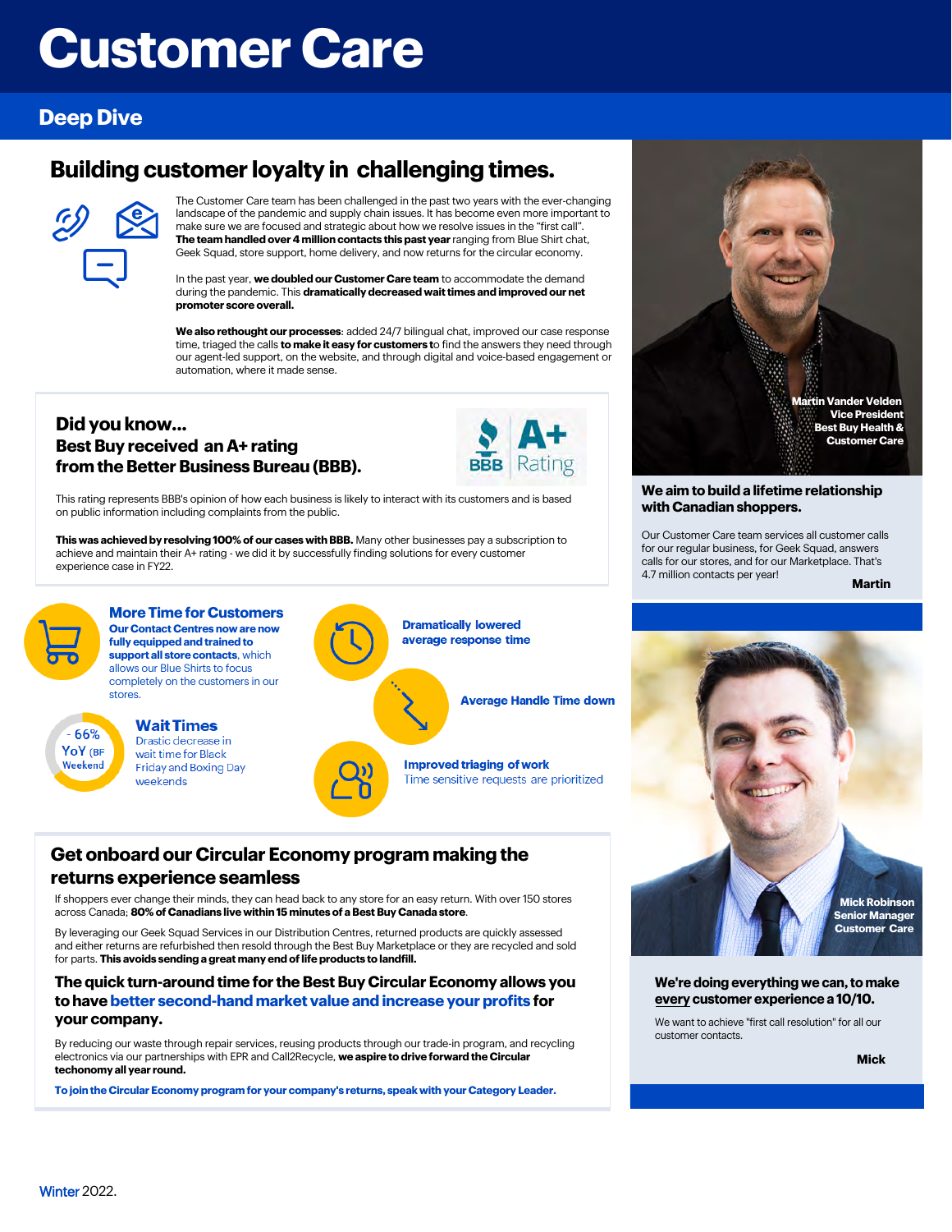# Customer Care

## Deep Dive

## Building customer loyalty in challenging times.

The Customer Care team has been challenged in the past two years with the ever-changing landscape of the pandemic and supply chain issues. It has become even more important to make sure we are focused and strategic about how we resolve issues in the "first call". **The team handled over 4 million contacts this past year** ranging from Blue Shirt chat, Geek Squad, store support, home delivery, and now returns for the circular economy.

In the past year, **we doubled our Customer Care team** to accommodate the demand during the pandemic. This **dramatically decreased wait times and improved our net promoter score overall.**

**We also rethought our processes**: added 24/7 bilingual chat, improved our case response time, triaged the calls **to make it easy for customers t**o find the answers they need through our agent-led support, on the website, and through digital and voice-based engagement or automation, where it made sense.

### Did you know... Best Buy received an A+ rating from the Better Business Bureau (BBB).

BBB A+ Rating

This rating represents BBB's opinion of how each business is likely to interact with its customers and is based on public information including complaints from the public.

**This was achieved by resolving 100% of our cases with BBB.** Many other businesses pay a subscription to achieve and maintain their A+ rating - we did it by successfully finding solutions for every customer experience case in FY22.

**More Time for Customers**
**Our Contact Centres now are now fully equipped and trained to support all store contacts**, which allows our Blue Shirts to focus completely on the customers in our stores.

**Wait Times**
- 66% YoY (BF Weekend
Drastic decrease in wait time for Black Friday and Boxing Day weekends

**Dramatically lowered average response time**

**Average Handle Time down**

**Improved triaging of work**
Time sensitive requests are prioritized

### Get onboard our Circular Economy program making the returns experience seamless

If shoppers ever change their minds, they can head back to any store for an easy return. With over 150 stores across Canada; **80% of Canadians live within 15 minutes of a Best Buy Canada store**.

By leveraging our Geek Squad Services in our Distribution Centres, returned products are quickly assessed and either returns are refurbished then resold through the Best Buy Marketplace or they are recycled and sold for parts. **This avoids sending a great many end of life products to landfill.**

**The quick turn-around time for the Best Buy Circular Economy allows you to have better second-hand market value and increase your profits for your company.**

By reducing our waste through repair services, reusing products through our trade-in program, and recycling electronics via our partnerships with EPR and Call2Recycle, **we aspire to drive forward the Circular techonomy all year round.**

**To join the Circular Economy program for your company's returns, speak with your Category Leader.**

Martin Vander Velden
Vice President
Best Buy Health & Customer Care

**We aim to build a lifetime relationship with Canadian shoppers.**

Our Customer Care team services all customer calls for our regular business, for Geek Squad, answers calls for our stores, and for our Marketplace. That's 4.7 million contacts per year!

**Martin**

Mick Robinson
Senior Manager
Customer Care

**We're doing everything we can, to make every customer experience a 10/10.**

We want to achieve "first call resolution" for all our customer contacts.

**Mick**

Winter 2022.